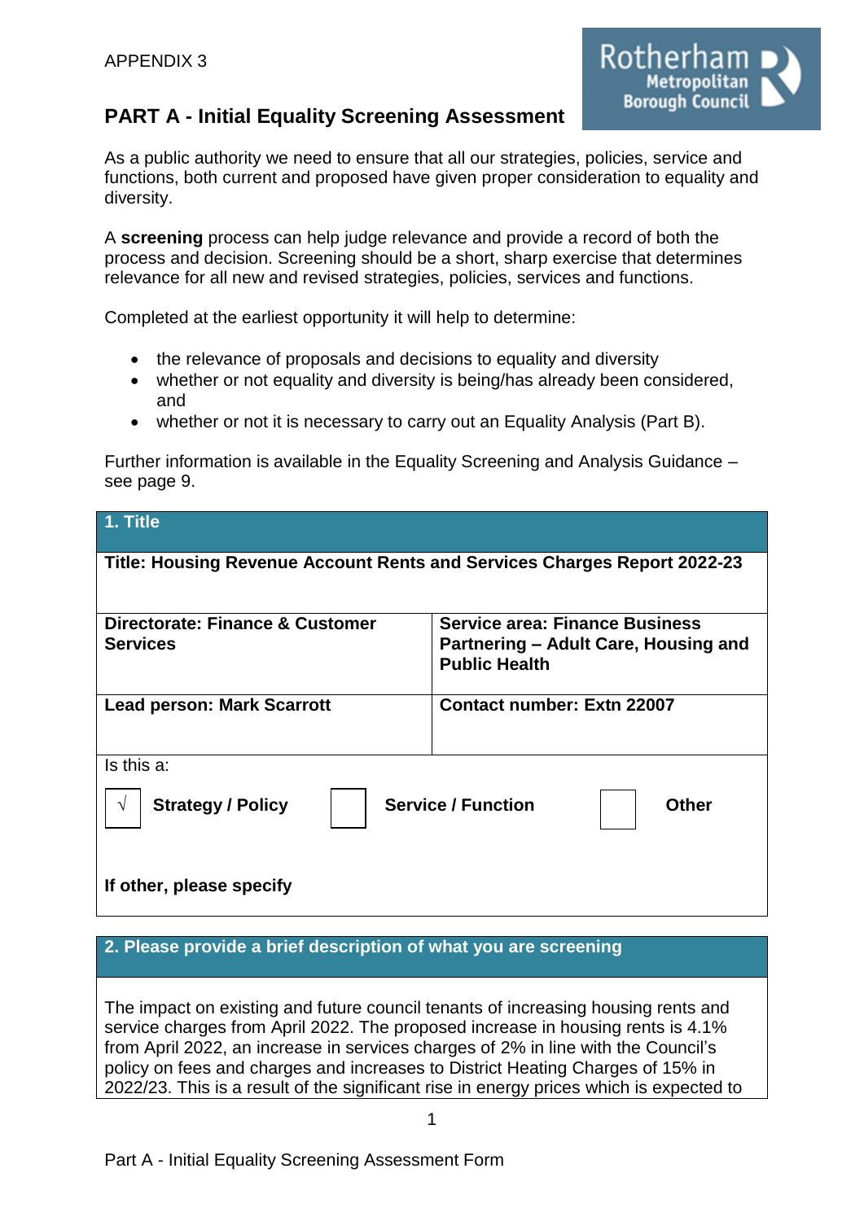APPENDIX 3

Rotherham Metropolitan Borough Council

# PART A - Initial Equality Screening Assessment

As a public authority we need to ensure that all our strategies, policies, service and functions, both current and proposed have given proper consideration to equality and diversity.

A **screening** process can help judge relevance and provide a record of both the process and decision. Screening should be a short, sharp exercise that determines relevance for all new and revised strategies, policies, services and functions.

Completed at the earliest opportunity it will help to determine:

- the relevance of proposals and decisions to equality and diversity
- whether or not equality and diversity is being/has already been considered, and
- whether or not it is necessary to carry out an Equality Analysis (Part B).

Further information is available in the Equality Screening and Analysis Guidance – see page 9.

| **1. Title** | |
|---|---|
| **Title: Housing Revenue Account Rents and Services Charges Report 2022-23** | |
| **Directorate: Finance & Customer Services** | **Service area: Finance Business Partnering – Adult Care, Housing and Public Health** |
| **Lead person: Mark Scarrott** | **Contact number: Extn 22007** |
| Is this a: ☑ **Strategy / Policy** ☐ **Service / Function** ☐ **Other** **If other, please specify** | |

| **2. Please provide a brief description of what you are screening** |
|---|
| The impact on existing and future council tenants of increasing housing rents and service charges from April 2022. The proposed increase in housing rents is 4.1% from April 2022, an increase in services charges of 2% in line with the Council's policy on fees and charges and increases to District Heating Charges of 15% in 2022/23. This is a result of the significant rise in energy prices which is expected to |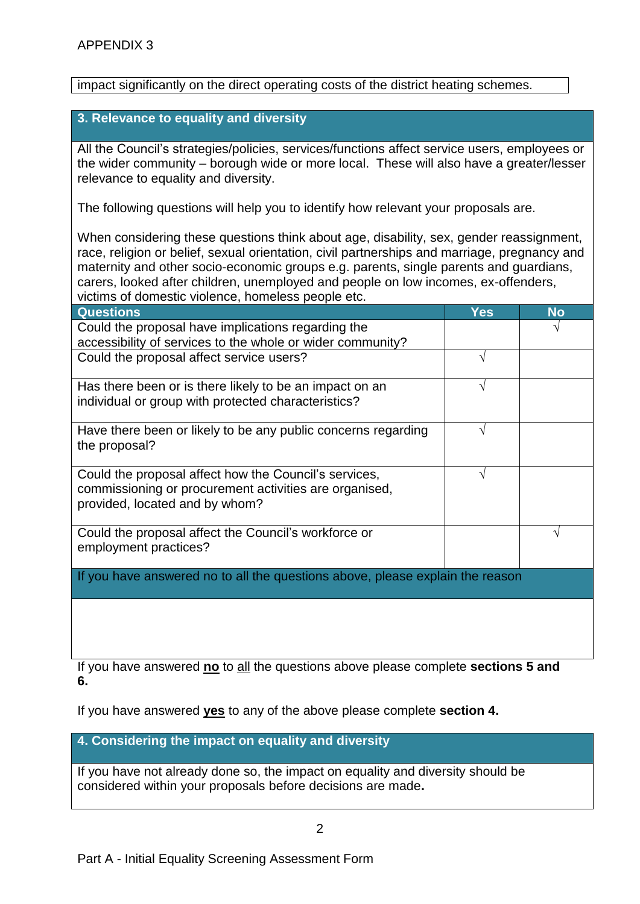APPENDIX 3

impact significantly on the direct operating costs of the district heating schemes.

## 3. Relevance to equality and diversity

All the Council's strategies/policies, services/functions affect service users, employees or the wider community – borough wide or more local. These will also have a greater/lesser relevance to equality and diversity.

The following questions will help you to identify how relevant your proposals are.

When considering these questions think about age, disability, sex, gender reassignment, race, religion or belief, sexual orientation, civil partnerships and marriage, pregnancy and maternity and other socio-economic groups e.g. parents, single parents and guardians, carers, looked after children, unemployed and people on low incomes, ex-offenders, victims of domestic violence, homeless people etc.

| Questions | Yes | No |
|---|---|---|
| Could the proposal have implications regarding the accessibility of services to the whole or wider community? | | √ |
| Could the proposal affect service users? | √ | |
| Has there been or is there likely to be an impact on an individual or group with protected characteristics? | √ | |
| Have there been or likely to be any public concerns regarding the proposal? | √ | |
| Could the proposal affect how the Council's services, commissioning or procurement activities are organised, provided, located and by whom? | √ | |
| Could the proposal affect the Council's workforce or employment practices? | | √ |

If you have answered no to all the questions above, please explain the reason

If you have answered **no** to all the questions above please complete **sections 5 and 6.**

If you have answered **yes** to any of the above please complete **section 4.**

## 4. Considering the impact on equality and diversity

If you have not already done so, the impact on equality and diversity should be considered within your proposals before decisions are made.

Part A - Initial Equality Screening Assessment Form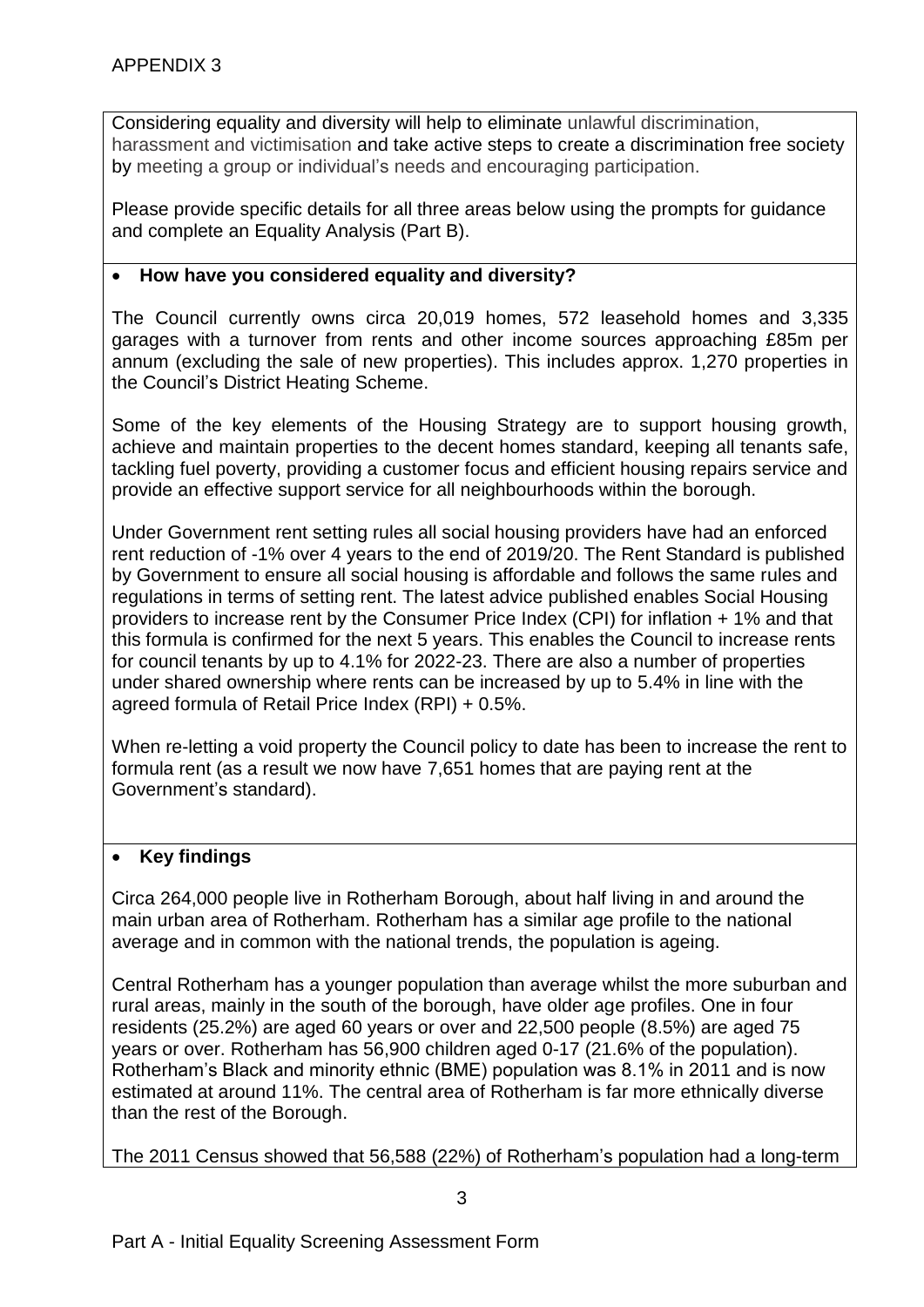APPENDIX 3

Considering equality and diversity will help to eliminate unlawful discrimination, harassment and victimisation and take active steps to create a discrimination free society by meeting a group or individual's needs and encouraging participation.

Please provide specific details for all three areas below using the prompts for guidance and complete an Equality Analysis (Part B).

- **How have you considered equality and diversity?**

The Council currently owns circa 20,019 homes, 572 leasehold homes and 3,335 garages with a turnover from rents and other income sources approaching £85m per annum (excluding the sale of new properties). This includes approx. 1,270 properties in the Council's District Heating Scheme.

Some of the key elements of the Housing Strategy are to support housing growth, achieve and maintain properties to the decent homes standard, keeping all tenants safe, tackling fuel poverty, providing a customer focus and efficient housing repairs service and provide an effective support service for all neighbourhoods within the borough.

Under Government rent setting rules all social housing providers have had an enforced rent reduction of -1% over 4 years to the end of 2019/20. The Rent Standard is published by Government to ensure all social housing is affordable and follows the same rules and regulations in terms of setting rent. The latest advice published enables Social Housing providers to increase rent by the Consumer Price Index (CPI) for inflation + 1% and that this formula is confirmed for the next 5 years. This enables the Council to increase rents for council tenants by up to 4.1% for 2022-23. There are also a number of properties under shared ownership where rents can be increased by up to 5.4% in line with the agreed formula of Retail Price Index (RPI) + 0.5%.

When re-letting a void property the Council policy to date has been to increase the rent to formula rent (as a result we now have 7,651 homes that are paying rent at the Government's standard).

- **Key findings**

Circa 264,000 people live in Rotherham Borough, about half living in and around the main urban area of Rotherham. Rotherham has a similar age profile to the national average and in common with the national trends, the population is ageing.

Central Rotherham has a younger population than average whilst the more suburban and rural areas, mainly in the south of the borough, have older age profiles. One in four residents (25.2%) are aged 60 years or over and 22,500 people (8.5%) are aged 75 years or over. Rotherham has 56,900 children aged 0-17 (21.6% of the population). Rotherham's Black and minority ethnic (BME) population was 8.1% in 2011 and is now estimated at around 11%. The central area of Rotherham is far more ethnically diverse than the rest of the Borough.

The 2011 Census showed that 56,588 (22%) of Rotherham's population had a long-term

Part A - Initial Equality Screening Assessment Form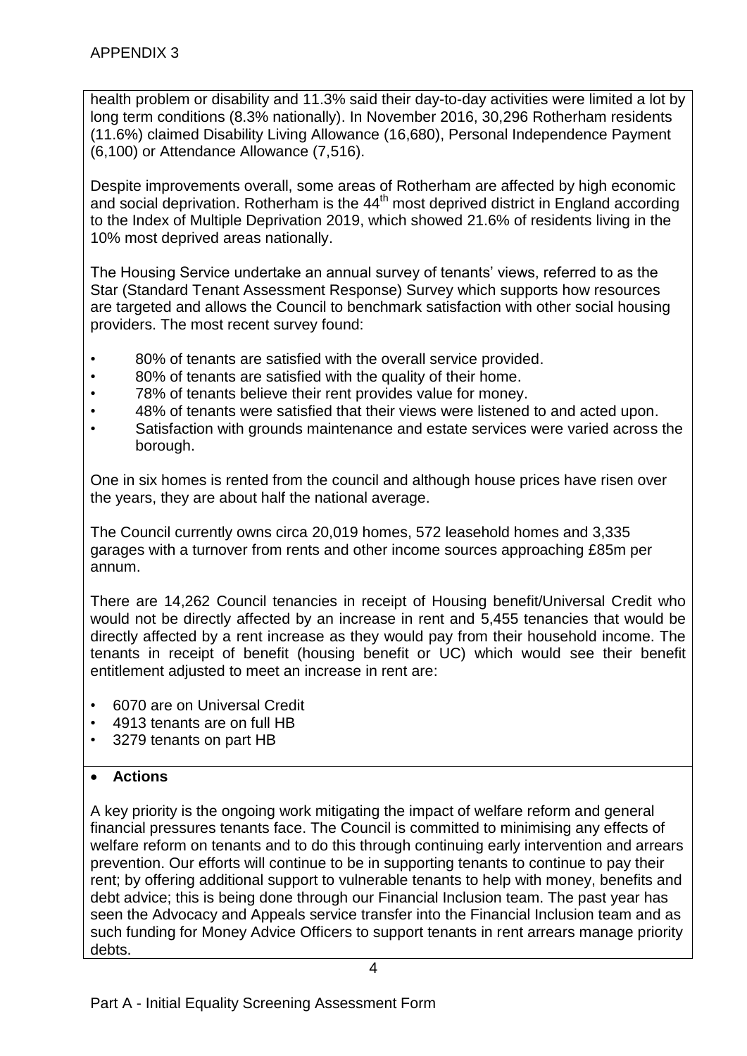health problem or disability and 11.3% said their day-to-day activities were limited a lot by long term conditions (8.3% nationally). In November 2016, 30,296 Rotherham residents (11.6%) claimed Disability Living Allowance (16,680), Personal Independence Payment (6,100) or Attendance Allowance (7,516).

Despite improvements overall, some areas of Rotherham are affected by high economic and social deprivation. Rotherham is the 44th most deprived district in England according to the Index of Multiple Deprivation 2019, which showed 21.6% of residents living in the 10% most deprived areas nationally.

The Housing Service undertake an annual survey of tenants' views, referred to as the Star (Standard Tenant Assessment Response) Survey which supports how resources are targeted and allows the Council to benchmark satisfaction with other social housing providers. The most recent survey found:

- 80% of tenants are satisfied with the overall service provided.
- 80% of tenants are satisfied with the quality of their home.
- 78% of tenants believe their rent provides value for money.
- 48% of tenants were satisfied that their views were listened to and acted upon.
- Satisfaction with grounds maintenance and estate services were varied across the borough.

One in six homes is rented from the council and although house prices have risen over the years, they are about half the national average.

The Council currently owns circa 20,019 homes, 572 leasehold homes and 3,335 garages with a turnover from rents and other income sources approaching £85m per annum.

There are 14,262 Council tenancies in receipt of Housing benefit/Universal Credit who would not be directly affected by an increase in rent and 5,455 tenancies that would be directly affected by a rent increase as they would pay from their household income. The tenants in receipt of benefit (housing benefit or UC) which would see their benefit entitlement adjusted to meet an increase in rent are:

- 6070 are on Universal Credit
- 4913 tenants are on full HB
- 3279 tenants on part HB

- **Actions**

A key priority is the ongoing work mitigating the impact of welfare reform and general financial pressures tenants face. The Council is committed to minimising any effects of welfare reform on tenants and to do this through continuing early intervention and arrears prevention. Our efforts will continue to be in supporting tenants to continue to pay their rent; by offering additional support to vulnerable tenants to help with money, benefits and debt advice; this is being done through our Financial Inclusion team. The past year has seen the Advocacy and Appeals service transfer into the Financial Inclusion team and as such funding for Money Advice Officers to support tenants in rent arrears manage priority debts.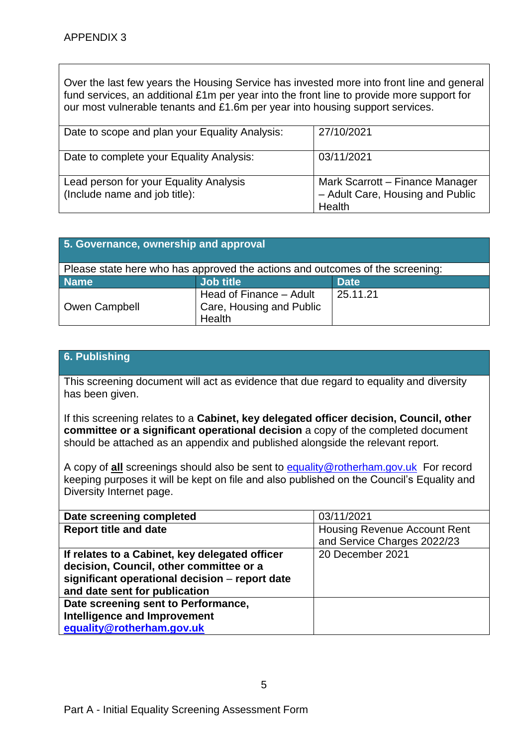APPENDIX 3

| | |
|---|---|
| Over the last few years the Housing Service has invested more into front line and general fund services, an additional £1m per year into the front line to provide more support for our most vulnerable tenants and £1.6m per year into housing support services. | |
| Date to scope and plan your Equality Analysis: | 27/10/2021 |
| Date to complete your Equality Analysis: | 03/11/2021 |
| Lead person for your Equality Analysis (Include name and job title): | Mark Scarrott – Finance Manager – Adult Care, Housing and Public Health |

## 5. Governance, ownership and approval

Please state here who has approved the actions and outcomes of the screening:

| Name | Job title | Date |
|---|---|---|
| Owen Campbell | Head of Finance – Adult Care, Housing and Public Health | 25.11.21 |

## 6. Publishing

This screening document will act as evidence that due regard to equality and diversity has been given.

If this screening relates to a **Cabinet, key delegated officer decision, Council, other committee or a significant operational decision** a copy of the completed document should be attached as an appendix and published alongside the relevant report.

A copy of **all** screenings should also be sent to equality@rotherham.gov.uk For record keeping purposes it will be kept on file and also published on the Council's Equality and Diversity Internet page.

| | |
|---|---|
| **Date screening completed** | 03/11/2021 |
| **Report title and date** | Housing Revenue Account Rent and Service Charges 2022/23 |
| **If relates to a Cabinet, key delegated officer decision, Council, other committee or a significant operational decision – report date and date sent for publication** | 20 December 2021 |
| **Date screening sent to Performance, Intelligence and Improvement equality@rotherham.gov.uk** | |

Part A - Initial Equality Screening Assessment Form